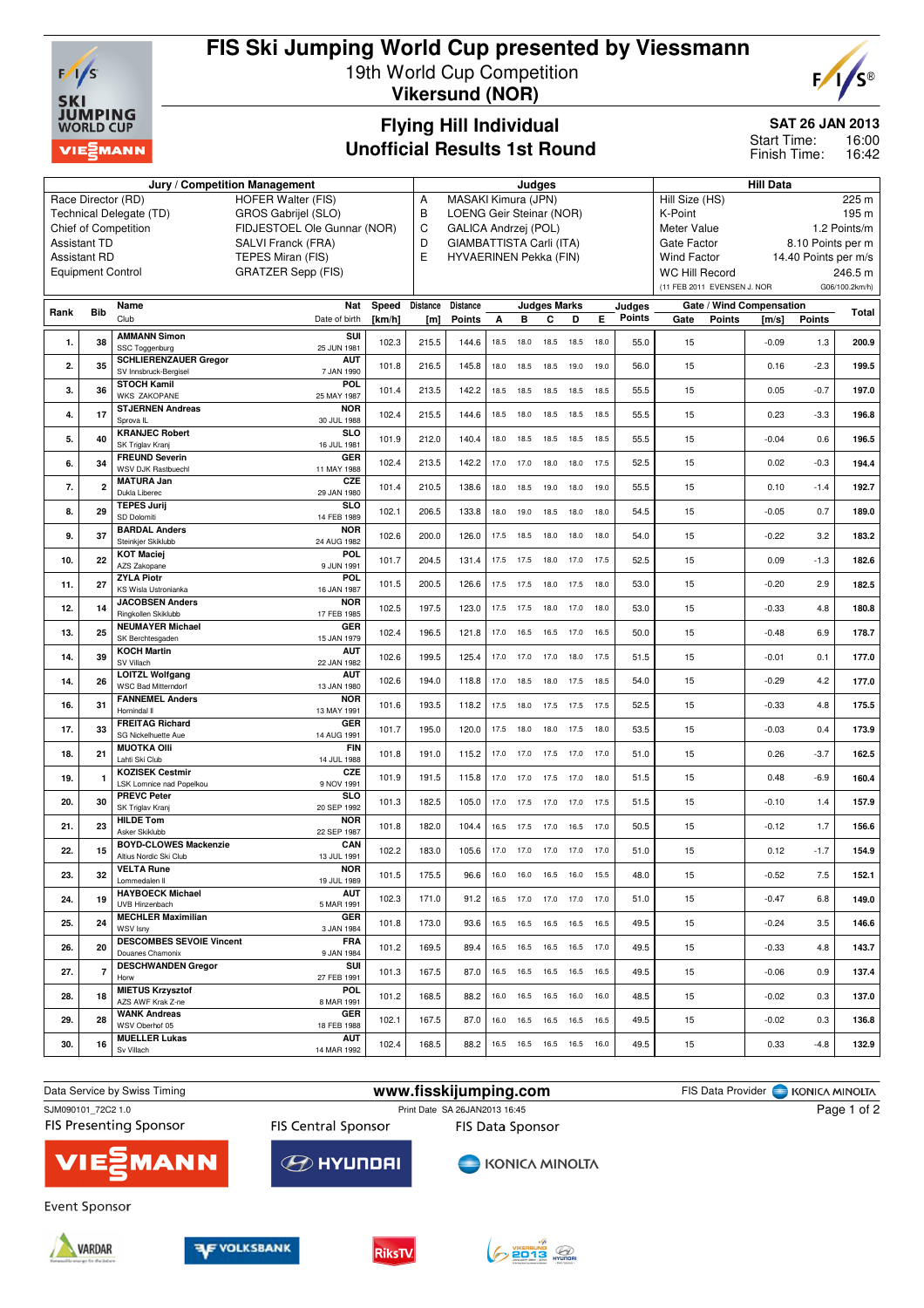# FIS Ski Jumping World Cup presented by Viessmann

19th World Cup Competition
**Vikersund (NOR)**

## Flying Hill Individual
## Unofficial Results 1st Round

**SAT 26 JAN 2013**
Start Time: 16:00
Finish Time: 16:42

| Jury / Competition Management | | Judges | | Hill Data | |
|---|---|---|---|---|---|
| Race Director (RD) | HOFER Walter (FIS) | A | MASAKI Kimura (JPN) | Hill Size (HS) | 225 m |
| Technical Delegate (TD) | GROS Gabrijel (SLO) | B | LOENG Geir Steinar (NOR) | K-Point | 195 m |
| Chief of Competition | FIDJESTOEL Ole Gunnar (NOR) | C | GALICA Andrzej (POL) | Meter Value | 1.2 Points/m |
| Assistant TD | SALVI Franck (FRA) | D | GIAMBATTISTA Carli (ITA) | Gate Factor | 8.10 Points per m |
| Assistant RD | TEPES Miran (FIS) | E | HYVAERINEN Pekka (FIN) | Wind Factor | 14.40 Points per m/s |
| Equipment Control | GRATZER Sepp (FIS) | | | WC Hill Record | 246.5 m |
| | | | | (11 FEB 2011 EVENSEN J. NOR | G06/100.2km/h) |

| Rank | Bib | Name / Club | Nat / Date of birth | Speed [km/h] | Distance [m] | Distance Points | A | B | C | D | E | Judges Points | Gate | Gate Points | Wind [m/s] | Wind Points | Total |
|---|---|---|---|---|---|---|---|---|---|---|---|---|---|---|---|---|---|
| 1. | 38 | AMMANN Simon<br>SSC Toggenburg | SUI<br>25 JUN 1981 | 102.3 | 215.5 | 144.6 | 18.5 | 18.0 | 18.5 | 18.5 | 18.0 | 55.0 | 15 | | -0.09 | 1.3 | 200.9 |
| 2. | 35 | SCHLIERENZAUER Gregor<br>SV Innsbruck-Bergisel | AUT<br>7 JAN 1990 | 101.8 | 216.5 | 145.8 | 18.0 | 18.5 | 18.5 | 19.0 | 19.0 | 56.0 | 15 | | 0.16 | -2.3 | 199.5 |
| 3. | 36 | STOCH Kamil<br>WKS ZAKOPANE | POL<br>25 MAY 1987 | 101.4 | 213.5 | 142.2 | 18.5 | 18.5 | 18.5 | 18.5 | 18.5 | 55.5 | 15 | | 0.05 | -0.7 | 197.0 |
| 4. | 17 | STJERNEN Andreas<br>Sprova IL | NOR<br>30 JUL 1988 | 102.4 | 215.5 | 144.6 | 18.5 | 18.0 | 18.5 | 18.5 | 18.5 | 55.5 | 15 | | 0.23 | -3.3 | 196.8 |
| 5. | 40 | KRANJEC Robert<br>SK Triglav Kranj | SLO<br>16 JUL 1981 | 101.9 | 212.0 | 140.4 | 18.0 | 18.5 | 18.5 | 18.5 | 18.5 | 55.5 | 15 | | -0.04 | 0.6 | 196.5 |
| 6. | 34 | FREUND Severin<br>WSV DJK Rastbuechl | GER<br>11 MAY 1988 | 102.4 | 213.5 | 142.2 | 17.0 | 17.0 | 18.0 | 18.0 | 17.5 | 52.5 | 15 | | 0.02 | -0.3 | 194.4 |
| 7. | 2 | MATURA Jan<br>Dukla Liberec | CZE<br>29 JAN 1980 | 101.4 | 210.5 | 138.6 | 18.0 | 18.5 | 19.0 | 18.0 | 19.0 | 55.5 | 15 | | 0.10 | -1.4 | 192.7 |
| 8. | 29 | TEPES Jurij<br>SD Dolomiti | SLO<br>14 FEB 1989 | 102.1 | 206.5 | 133.8 | 18.0 | 19.0 | 18.5 | 18.0 | 18.0 | 54.5 | 15 | | -0.05 | 0.7 | 189.0 |
| 9. | 37 | BARDAL Anders<br>Steinkjer Skiklubb | NOR<br>24 AUG 1982 | 102.6 | 200.0 | 126.0 | 17.5 | 18.5 | 18.0 | 18.0 | 18.0 | 54.0 | 15 | | -0.22 | 3.2 | 183.2 |
| 10. | 22 | KOT Maciej<br>AZS Zakopane | POL<br>9 JUN 1991 | 101.7 | 204.5 | 131.4 | 17.5 | 17.5 | 18.0 | 17.0 | 17.5 | 52.5 | 15 | | 0.09 | -1.3 | 182.6 |
| 11. | 27 | ZYLA Piotr<br>KS Wisla Ustronianka | POL<br>16 JAN 1987 | 101.5 | 200.5 | 126.6 | 17.5 | 17.5 | 18.0 | 17.5 | 18.0 | 53.0 | 15 | | -0.20 | 2.9 | 182.5 |
| 12. | 14 | JACOBSEN Anders<br>Ringkollen Skiklubb | NOR<br>17 FEB 1985 | 102.5 | 197.5 | 123.0 | 17.5 | 17.5 | 18.0 | 17.0 | 18.0 | 53.0 | 15 | | -0.33 | 4.8 | 180.8 |
| 13. | 25 | NEUMAYER Michael<br>SK Berchtesgaden | GER<br>15 JAN 1979 | 102.4 | 196.5 | 121.8 | 17.0 | 16.5 | 16.5 | 17.0 | 16.5 | 50.0 | 15 | | -0.48 | 6.9 | 178.7 |
| 14. | 39 | KOCH Martin<br>SV Villach | AUT<br>22 JAN 1982 | 102.6 | 199.5 | 125.4 | 17.0 | 17.0 | 17.0 | 18.0 | 17.5 | 51.5 | 15 | | -0.01 | 0.1 | 177.0 |
| 14. | 26 | LOITZL Wolfgang<br>WSC Bad Mitterndorf | AUT<br>13 JAN 1980 | 102.6 | 194.0 | 118.8 | 17.0 | 18.5 | 18.0 | 17.5 | 18.5 | 54.0 | 15 | | -0.29 | 4.2 | 177.0 |
| 16. | 31 | FANNEMEL Anders<br>Hornindal Il | NOR<br>13 MAY 1991 | 101.6 | 193.5 | 118.2 | 17.5 | 18.0 | 17.5 | 17.5 | 17.5 | 52.5 | 15 | | -0.33 | 4.8 | 175.5 |
| 17. | 33 | FREITAG Richard<br>SG Nickelhuette Aue | GER<br>14 AUG 1991 | 101.7 | 195.0 | 120.0 | 17.5 | 18.0 | 18.0 | 17.5 | 18.0 | 53.5 | 15 | | -0.03 | 0.4 | 173.9 |
| 18. | 21 | MUOTKA Olli<br>Lahti Ski Club | FIN<br>14 JUL 1988 | 101.8 | 191.0 | 115.2 | 17.0 | 17.0 | 17.5 | 17.0 | 17.0 | 51.0 | 15 | | 0.26 | -3.7 | 162.5 |
| 19. | 1 | KOZISEK Cestmir<br>LSK Lomnice nad Popelkou | CZE<br>9 NOV 1991 | 101.9 | 191.5 | 115.8 | 17.0 | 17.0 | 17.5 | 17.0 | 18.0 | 51.5 | 15 | | 0.48 | -6.9 | 160.4 |
| 20. | 30 | PREVC Peter<br>SK Triglav Kranj | SLO<br>20 SEP 1992 | 101.3 | 182.5 | 105.0 | 17.0 | 17.5 | 17.0 | 17.0 | 17.5 | 51.5 | 15 | | -0.10 | 1.4 | 157.9 |
| 21. | 23 | HILDE Tom<br>Asker Skiklubb | NOR<br>22 SEP 1987 | 101.8 | 182.0 | 104.4 | 16.5 | 17.5 | 17.0 | 16.5 | 17.0 | 50.5 | 15 | | -0.12 | 1.7 | 156.6 |
| 22. | 15 | BOYD-CLOWES Mackenzie<br>Altius Nordic Ski Club | CAN<br>13 JUL 1991 | 102.2 | 183.0 | 105.6 | 17.0 | 17.0 | 17.0 | 17.0 | 17.0 | 51.0 | 15 | | 0.12 | -1.7 | 154.9 |
| 23. | 32 | VELTA Rune<br>Lommedalen Il | NOR<br>19 JUL 1989 | 101.5 | 175.5 | 96.6 | 16.0 | 16.0 | 16.5 | 16.0 | 15.5 | 48.0 | 15 | | -0.52 | 7.5 | 152.1 |
| 24. | 19 | HAYBOECK Michael<br>UVB Hinzenbach | AUT<br>5 MAR 1991 | 102.3 | 171.0 | 91.2 | 16.5 | 17.0 | 17.0 | 17.0 | 17.0 | 51.0 | 15 | | -0.47 | 6.8 | 149.0 |
| 25. | 24 | MECHLER Maximilian<br>WSV Isny | GER<br>3 JAN 1984 | 101.8 | 173.0 | 93.6 | 16.5 | 16.5 | 16.5 | 16.5 | 16.5 | 49.5 | 15 | | -0.24 | 3.5 | 146.6 |
| 26. | 20 | DESCOMBES SEVOIE Vincent<br>Douanes Chamonix | FRA<br>9 JAN 1984 | 101.2 | 169.5 | 89.4 | 16.5 | 16.5 | 16.5 | 16.5 | 17.0 | 49.5 | 15 | | -0.33 | 4.8 | 143.7 |
| 27. | 7 | DESCHWANDEN Gregor<br>Horw | SUI<br>27 FEB 1991 | 101.3 | 167.5 | 87.0 | 16.5 | 16.5 | 16.5 | 16.5 | 16.5 | 49.5 | 15 | | -0.06 | 0.9 | 137.4 |
| 28. | 18 | MIETUS Krzysztof<br>AZS AWF Krak Z-ne | POL<br>8 MAR 1991 | 101.2 | 168.5 | 88.2 | 16.0 | 16.5 | 16.5 | 16.0 | 16.0 | 48.5 | 15 | | -0.02 | 0.3 | 137.0 |
| 29. | 28 | WANK Andreas<br>WSV Oberhof 05 | GER<br>18 FEB 1988 | 102.1 | 167.5 | 87.0 | 16.0 | 16.5 | 16.5 | 16.5 | 16.5 | 49.5 | 15 | | -0.02 | 0.3 | 136.8 |
| 30. | 16 | MUELLER Lukas<br>Sv Villach | AUT<br>14 MAR 1992 | 102.4 | 168.5 | 88.2 | 16.5 | 16.5 | 16.5 | 16.5 | 16.0 | 49.5 | 15 | | 0.33 | -4.8 | 132.9 |

Data Service by Swiss Timing | www.fisskijumping.com | FIS Data Provider KONICA MINOLTA

SJM090101_72C2 1.0 | Print Date SA 26JAN2013 16:45

FIS Presenting Sponsor: VIESSMANN | FIS Central Sponsor: HYUNDAI | FIS Data Sponsor: KONICA MINOLTA

Event Sponsor: VARDAR | VOLKSBANK | RiksTV | VIKERSUND 2013 | HYUNDAI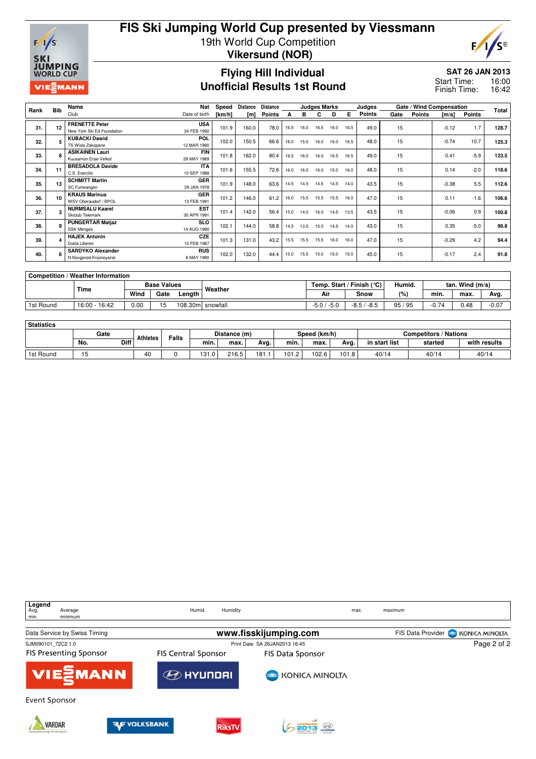# FIS Ski Jumping World Cup presented by Viessmann

19th World Cup Competition

**Vikersund (NOR)**

## Flying Hill Individual
## Unofficial Results 1st Round

**SAT 26 JAN 2013**

Start Time: 16:00
Finish Time: 16:42

| Rank | Bib | Name / Club | Nat / Date of birth | Speed [km/h] | Distance [m] | Distance Points | A | B | C | D | E | Judges Points | Gate | Gate Points | Wind [m/s] | Wind Points | Total |
|---|---|---|---|---|---|---|---|---|---|---|---|---|---|---|---|---|---|
| 31. | 12 | **FRENETTE Peter** New York Ski Ed Foundation | USA 24 FEB 1992 | 101.9 | 160.0 | 78.0 | 16.5 | 16.0 | 16.5 | 16.0 | 16.5 | 49.0 | 15 | | -0.12 | 1.7 | 128.7 |
| 32. | 5 | **KUBACKI Dawid** TS Wisla Zakopane | POL 12 MAR 1990 | 102.0 | 150.5 | 66.6 | 16.0 | 15.0 | 16.0 | 16.0 | 16.0 | 48.0 | 15 | | -0.74 | 10.7 | 125.3 |
| 33. | 8 | **ASIKAINEN Lauri** Kuusamon Erae-Veikot | FIN 28 MAY 1989 | 101.8 | 162.0 | 80.4 | 16.5 | 16.0 | 16.0 | 16.5 | 16.5 | 49.0 | 15 | | 0.41 | -5.9 | 123.5 |
| 34. | 11 | **BRESADOLA Davide** C.S. Esercito | ITA 10 SEP 1988 | 101.6 | 155.5 | 72.6 | 16.0 | 16.0 | 16.0 | 15.0 | 16.0 | 48.0 | 15 | | 0.14 | -2.0 | 118.6 |
| 35. | 13 | **SCHMITT Martin** SC Furtwangen | GER 29 JAN 1978 | 101.9 | 148.0 | 63.6 | 14.5 | 14.5 | 14.5 | 14.5 | 14.0 | 43.5 | 15 | | -0.38 | 5.5 | 112.6 |
| 36. | 10 | **KRAUS Marinus** WSV Oberaudorf / BPOL | GER 13 FEB 1991 | 101.2 | 146.0 | 61.2 | 16.0 | 15.5 | 15.5 | 15.5 | 16.0 | 47.0 | 15 | | 0.11 | -1.6 | 106.6 |
| 37. | 3 | **NURMSALU Kaarel** Skiclub Telemark | EST 30 APR 1991 | 101.4 | 142.0 | 56.4 | 15.0 | 14.0 | 16.0 | 14.5 | 13.5 | 43.5 | 15 | | -0.06 | 0.9 | 100.8 |
| 38. | 9 | **PUNGERTAR Matjaz** SSK Menges | SLO 14 AUG 1990 | 102.1 | 144.0 | 58.8 | 14.5 | 13.5 | 15.0 | 14.5 | 14.0 | 43.0 | 15 | | 0.35 | -5.0 | 96.8 |
| 39. | 4 | **HAJEK Antonin** Dukla Liberec | CZE 12 FEB 1987 | 101.3 | 131.0 | 43.2 | 15.5 | 15.5 | 15.5 | 16.0 | 16.0 | 47.0 | 15 | | -0.29 | 4.2 | 94.4 |
| 40. | 6 | **SARDYKO Alexander** N.Novgorod-Krasnoyarsk | RUS 8 MAY 1990 | 102.0 | 132.0 | 44.4 | 15.0 | 15.5 | 15.0 | 15.0 | 15.0 | 45.0 | 15 | | -0.17 | 2.4 | 91.8 |

### Competition / Weather Information

| | Time | Base Values Wind | Base Values Gate | Base Values Length | Weather | Temp. Air (°C) | Temp. Snow (°C) | Humid. (%) | tan. Wind min. (m/s) | tan. Wind max. (m/s) | tan. Wind Avg. (m/s) |
|---|---|---|---|---|---|---|---|---|---|---|---|
| 1st Round | 16:00 - 16:42 | 0.00 | 15 | 108.30m | snowfall | -5.0 / -5.0 | -8.5 / -8.5 | 95 / 95 | -0.74 | 0.48 | -0.07 |

### Statistics

| | Gate No. | Gate Diff | Athletes | Falls | Distance min. (m) | Distance max. (m) | Distance Avg. (m) | Speed min. (km/h) | Speed max. (km/h) | Speed Avg. (km/h) | Competitors / Nations in start list | started | with results |
|---|---|---|---|---|---|---|---|---|---|---|---|---|---|
| 1st Round | 15 | | 40 | 0 | 131.0 | 216.5 | 181.1 | 101.2 | 102.6 | 101.8 | 40/14 | 40/14 | 40/14 |

**Legend**
Avg. Average
min. minimum
Humid. Humidity
max. maximum

Data Service by Swiss Timing — www.fisskijumping.com — FIS Data Provider KONICA MINOLTA

SJM090101_72C2 1.0 — Print Date SA 26JAN2013 16:45

FIS Presenting Sponsor — FIS Central Sponsor — FIS Data Sponsor

Event Sponsor